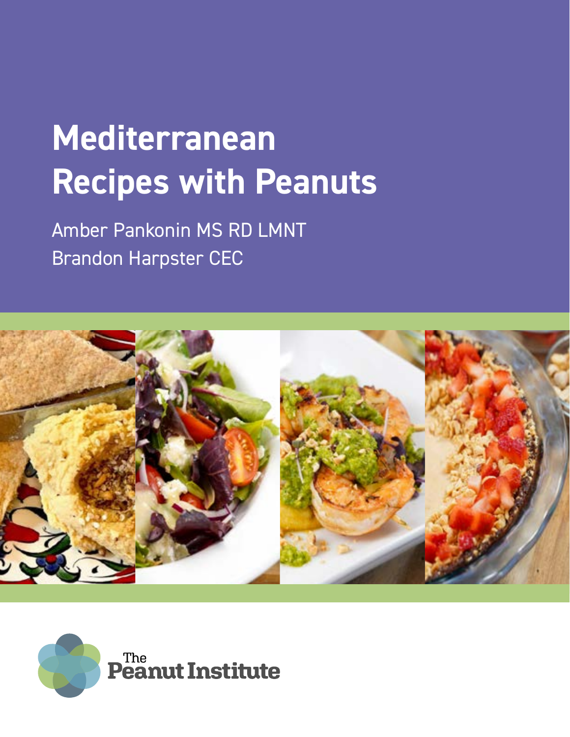# Mediterranean Recipes with Peanuts

Amber Pankonin MS RD LMNT

Brandon Harpster CEC

The Peanut Institute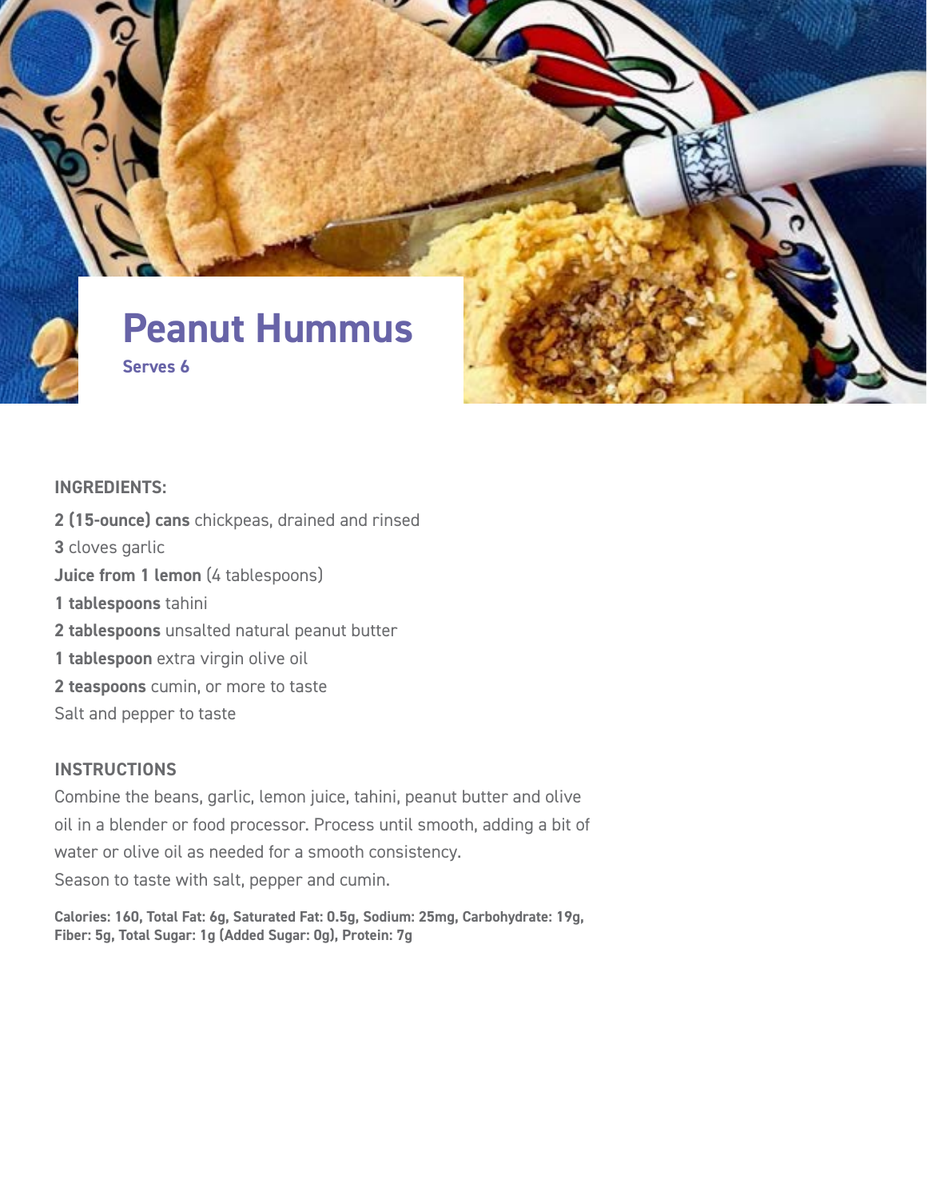# Peanut Hummus

**Serves 6**

## INGREDIENTS:

**2 (15-ounce) cans** chickpeas, drained and rinsed

**3** cloves garlic

**Juice from 1 lemon** (4 tablespoons)

**1 tablespoons** tahini

**2 tablespoons** unsalted natural peanut butter

**1 tablespoon** extra virgin olive oil

**2 teaspoons** cumin, or more to taste

Salt and pepper to taste

## INSTRUCTIONS

Combine the beans, garlic, lemon juice, tahini, peanut butter and olive oil in a blender or food processor. Process until smooth, adding a bit of water or olive oil as needed for a smooth consistency.

Season to taste with salt, pepper and cumin.

**Calories: 160, Total Fat: 6g, Saturated Fat: 0.5g, Sodium: 25mg, Carbohydrate: 19g, Fiber: 5g, Total Sugar: 1g (Added Sugar: 0g), Protein: 7g**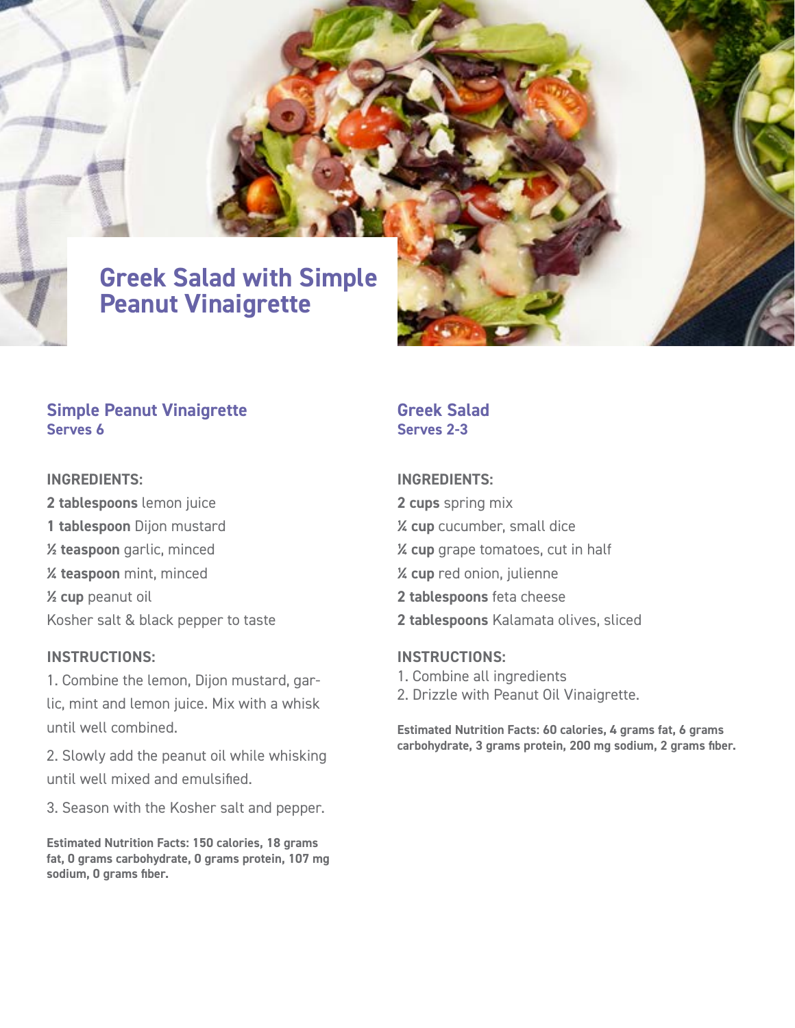# Greek Salad with Simple Peanut Vinaigrette

## Simple Peanut Vinaigrette
**Serves 6**

### INGREDIENTS:

**2 tablespoons** lemon juice
**1 tablespoon** Dijon mustard
**½ teaspoon** garlic, minced
**¼ teaspoon** mint, minced
**½ cup** peanut oil
Kosher salt & black pepper to taste

### INSTRUCTIONS:

1. Combine the lemon, Dijon mustard, garlic, mint and lemon juice. Mix with a whisk until well combined.
2. Slowly add the peanut oil while whisking until well mixed and emulsified.
3. Season with the Kosher salt and pepper.

**Estimated Nutrition Facts: 150 calories, 18 grams fat, 0 grams carbohydrate, 0 grams protein, 107 mg sodium, 0 grams fiber.**

## Greek Salad
**Serves 2-3**

### INGREDIENTS:

**2 cups** spring mix
**¼ cup** cucumber, small dice
**¼ cup** grape tomatoes, cut in half
**¼ cup** red onion, julienne
**2 tablespoons** feta cheese
**2 tablespoons** Kalamata olives, sliced

### INSTRUCTIONS:

1. Combine all ingredients
2. Drizzle with Peanut Oil Vinaigrette.

**Estimated Nutrition Facts: 60 calories, 4 grams fat, 6 grams carbohydrate, 3 grams protein, 200 mg sodium, 2 grams fiber.**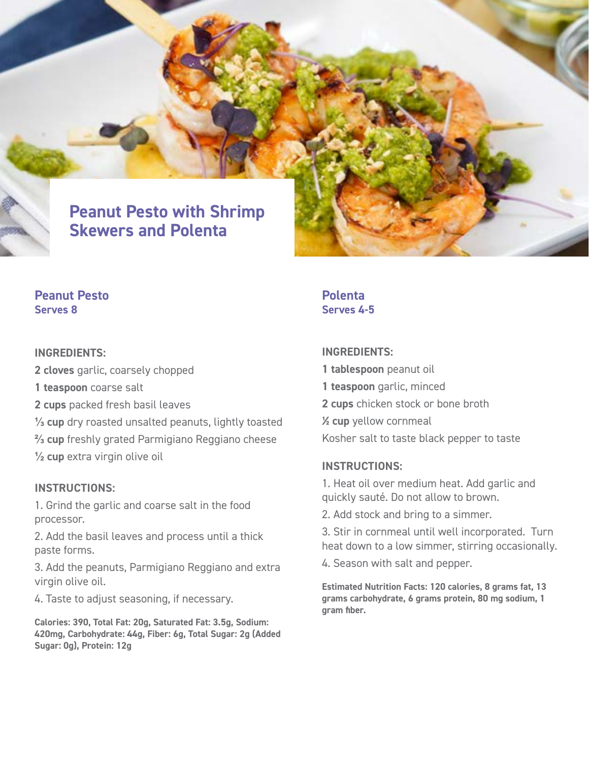# Peanut Pesto with Shrimp Skewers and Polenta

## Peanut Pesto

### Serves 8

**INGREDIENTS:**

**2 cloves** garlic, coarsely chopped

**1 teaspoon** coarse salt

**2 cups** packed fresh basil leaves

**⅓ cup** dry roasted unsalted peanuts, lightly toasted

**⅔ cup** freshly grated Parmigiano Reggiano cheese

**½ cup** extra virgin olive oil

**INSTRUCTIONS:**

1. Grind the garlic and coarse salt in the food processor.
2. Add the basil leaves and process until a thick paste forms.
3. Add the peanuts, Parmigiano Reggiano and extra virgin olive oil.
4. Taste to adjust seasoning, if necessary.

**Calories: 390, Total Fat: 20g, Saturated Fat: 3.5g, Sodium: 420mg, Carbohydrate: 44g, Fiber: 6g, Total Sugar: 2g (Added Sugar: 0g), Protein: 12g**

## Polenta

### Serves 4-5

**INGREDIENTS:**

**1 tablespoon** peanut oil

**1 teaspoon** garlic, minced

**2 cups** chicken stock or bone broth

**½ cup** yellow cornmeal

Kosher salt to taste black pepper to taste

**INSTRUCTIONS:**

1. Heat oil over medium heat. Add garlic and quickly sauté. Do not allow to brown.
2. Add stock and bring to a simmer.
3. Stir in cornmeal until well incorporated. Turn heat down to a low simmer, stirring occasionally.
4. Season with salt and pepper.

**Estimated Nutrition Facts: 120 calories, 8 grams fat, 13 grams carbohydrate, 6 grams protein, 80 mg sodium, 1 gram fiber.**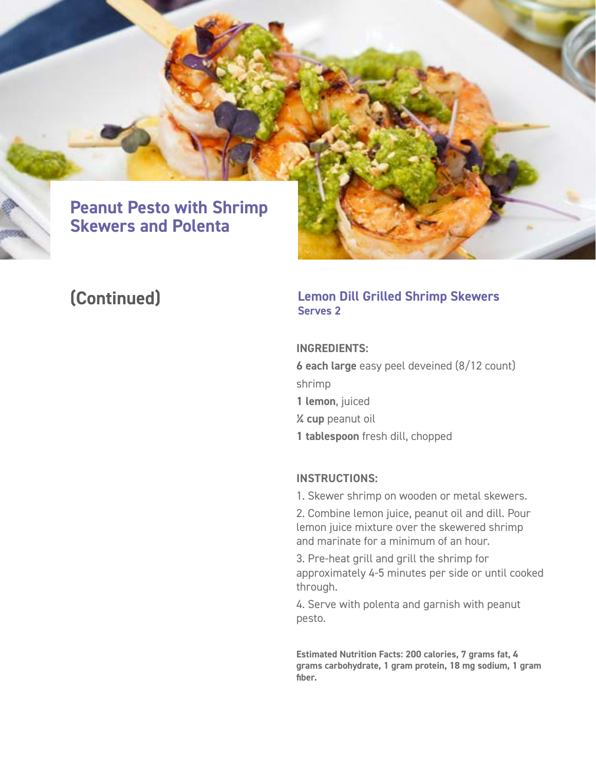# Peanut Pesto with Shrimp Skewers and Polenta

## (Continued)

### Lemon Dill Grilled Shrimp Skewers

**Serves 2**

**INGREDIENTS:**

**6 each large** easy peel deveined (8/12 count) shrimp

**1 lemon**, juiced

**¼ cup** peanut oil

**1 tablespoon** fresh dill, chopped

**INSTRUCTIONS:**

1. Skewer shrimp on wooden or metal skewers.
2. Combine lemon juice, peanut oil and dill. Pour lemon juice mixture over the skewered shrimp and marinate for a minimum of an hour.
3. Pre-heat grill and grill the shrimp for approximately 4-5 minutes per side or until cooked through.
4. Serve with polenta and garnish with peanut pesto.

**Estimated Nutrition Facts: 200 calories, 7 grams fat, 4 grams carbohydrate, 1 gram protein, 18 mg sodium, 1 gram fiber.**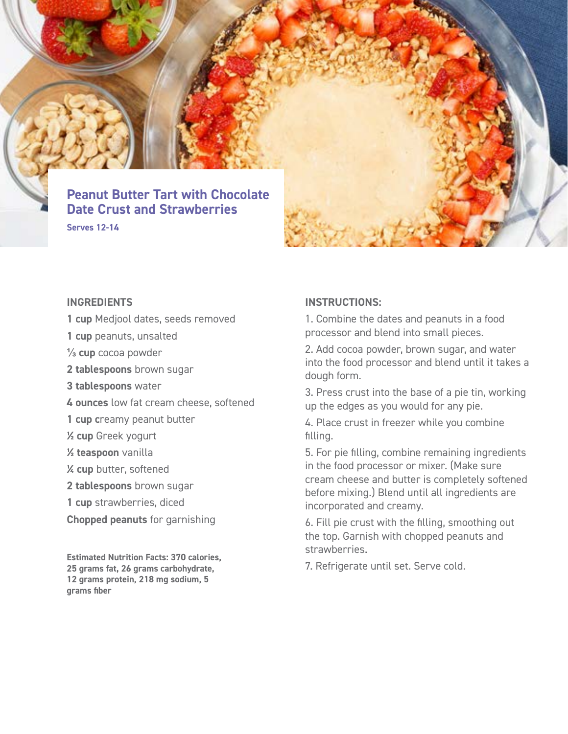# Peanut Butter Tart with Chocolate Date Crust and Strawberries

**Serves 12-14**

## INGREDIENTS

**1 cup** Medjool dates, seeds removed

**1 cup** peanuts, unsalted

**⅓ cup** cocoa powder

**2 tablespoons** brown sugar

**3 tablespoons** water

**4 ounces** low fat cream cheese, softened

**1 cup c**reamy peanut butter

**½ cup** Greek yogurt

**½ teaspoon** vanilla

**¼ cup** butter, softened

**2 tablespoons** brown sugar

**1 cup** strawberries, diced

**Chopped peanuts** for garnishing

**Estimated Nutrition Facts: 370 calories, 25 grams fat, 26 grams carbohydrate, 12 grams protein, 218 mg sodium, 5 grams fiber**

## INSTRUCTIONS:

1. Combine the dates and peanuts in a food processor and blend into small pieces.
2. Add cocoa powder, brown sugar, and water into the food processor and blend until it takes a dough form.
3. Press crust into the base of a pie tin, working up the edges as you would for any pie.
4. Place crust in freezer while you combine filling.
5. For pie filling, combine remaining ingredients in the food processor or mixer. (Make sure cream cheese and butter is completely softened before mixing.) Blend until all ingredients are incorporated and creamy.
6. Fill pie crust with the filling, smoothing out the top. Garnish with chopped peanuts and strawberries.
7. Refrigerate until set. Serve cold.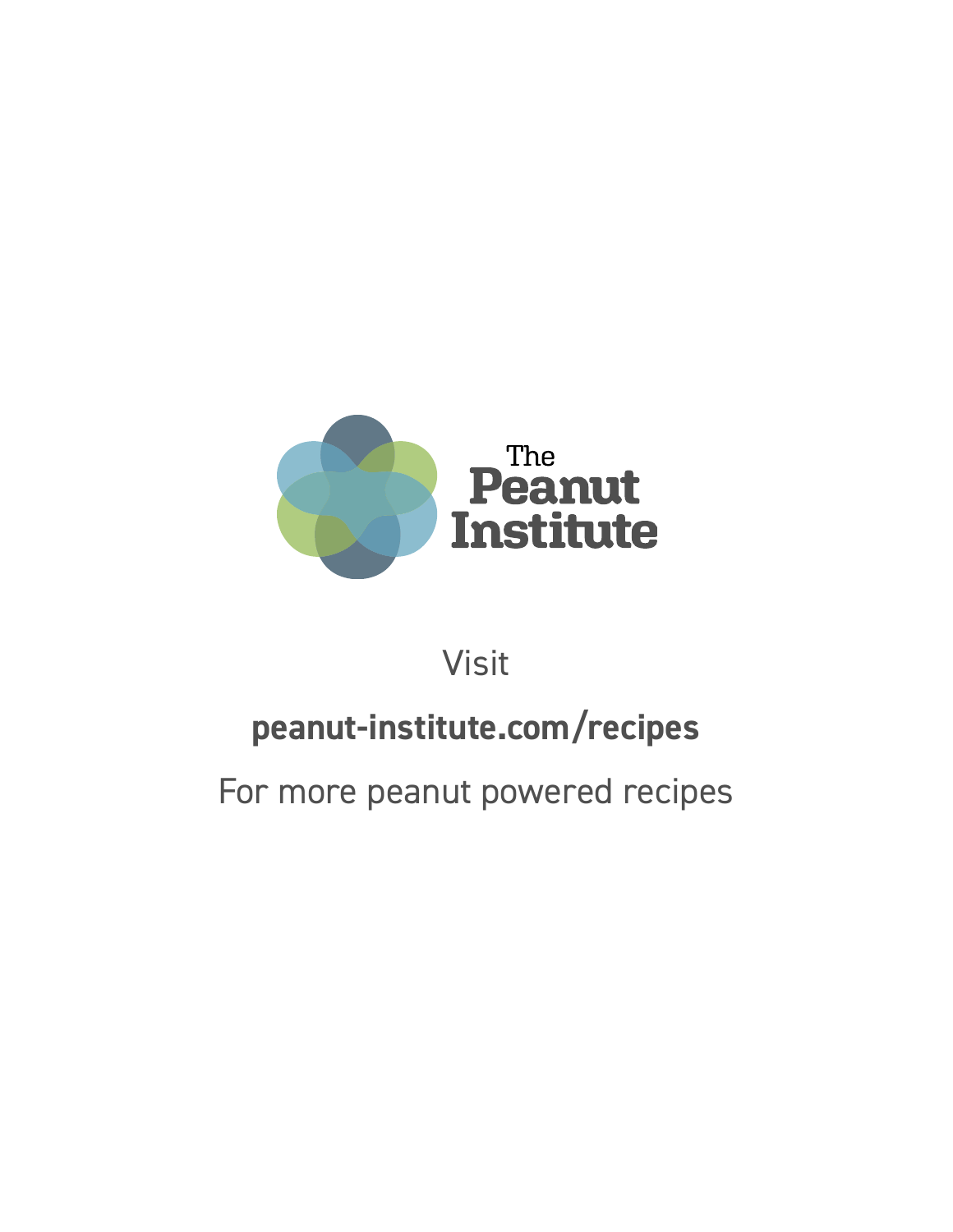The Peanut Institute

Visit

**peanut-institute.com/recipes**

For more peanut powered recipes